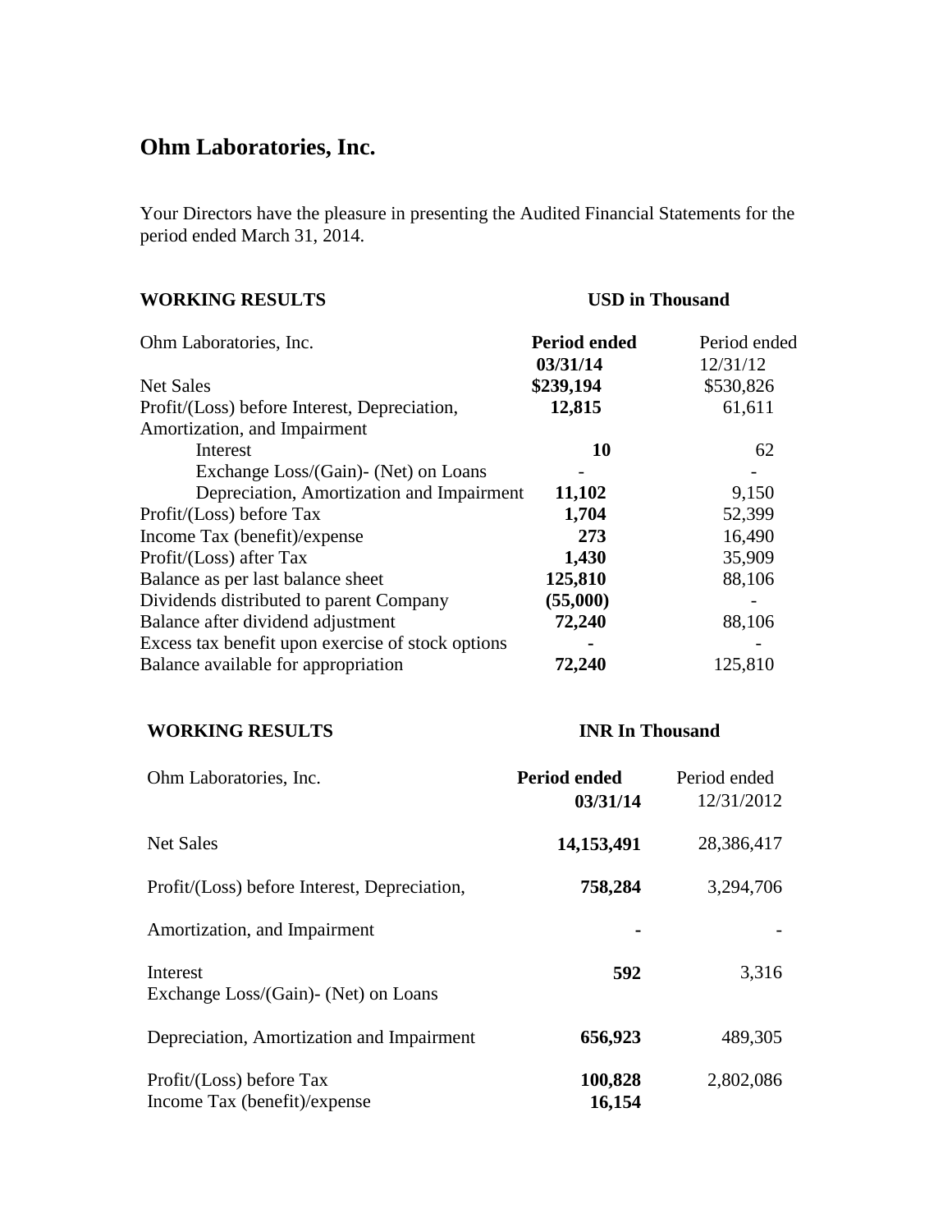# Ohm Laboratories, Inc.

Your Directors have the pleasure in presenting the Audited Financial Statements for the period ended March 31, 2014.

| WORKING RESULTS | USD in Thousand | |
|---|---|---|
| Ohm Laboratories, Inc. | **Period ended 03/31/14** | Period ended 12/31/12 |
| Net Sales | **$239,194** | $530,826 |
| Profit/(Loss) before Interest, Depreciation, Amortization, and Impairment | **12,815** | 61,611 |
| Interest | **10** | 62 |
| Exchange Loss/(Gain)- (Net) on Loans | - | - |
| Depreciation, Amortization and Impairment | **11,102** | 9,150 |
| Profit/(Loss) before Tax | **1,704** | 52,399 |
| Income Tax (benefit)/expense | **273** | 16,490 |
| Profit/(Loss) after Tax | **1,430** | 35,909 |
| Balance as per last balance sheet | **125,810** | 88,106 |
| Dividends distributed to parent Company | **(55,000)** | - |
| Balance after dividend adjustment | **72,240** | 88,106 |
| Excess tax benefit upon exercise of stock options | **-** | - |
| Balance available for appropriation | **72,240** | 125,810 |

| WORKING RESULTS | INR In Thousand | |
|---|---|---|
| Ohm Laboratories, Inc. | **Period ended 03/31/14** | Period ended 12/31/2012 |
| Net Sales | **14,153,491** | 28,386,417 |
| Profit/(Loss) before Interest, Depreciation, | **758,284** | 3,294,706 |
| Amortization, and Impairment | **-** | - |
| Interest | **592** | 3,316 |
| Exchange Loss/(Gain)- (Net) on Loans | | |
| Depreciation, Amortization and Impairment | **656,923** | 489,305 |
| Profit/(Loss) before Tax | **100,828** | 2,802,086 |
| Income Tax (benefit)/expense | **16,154** | |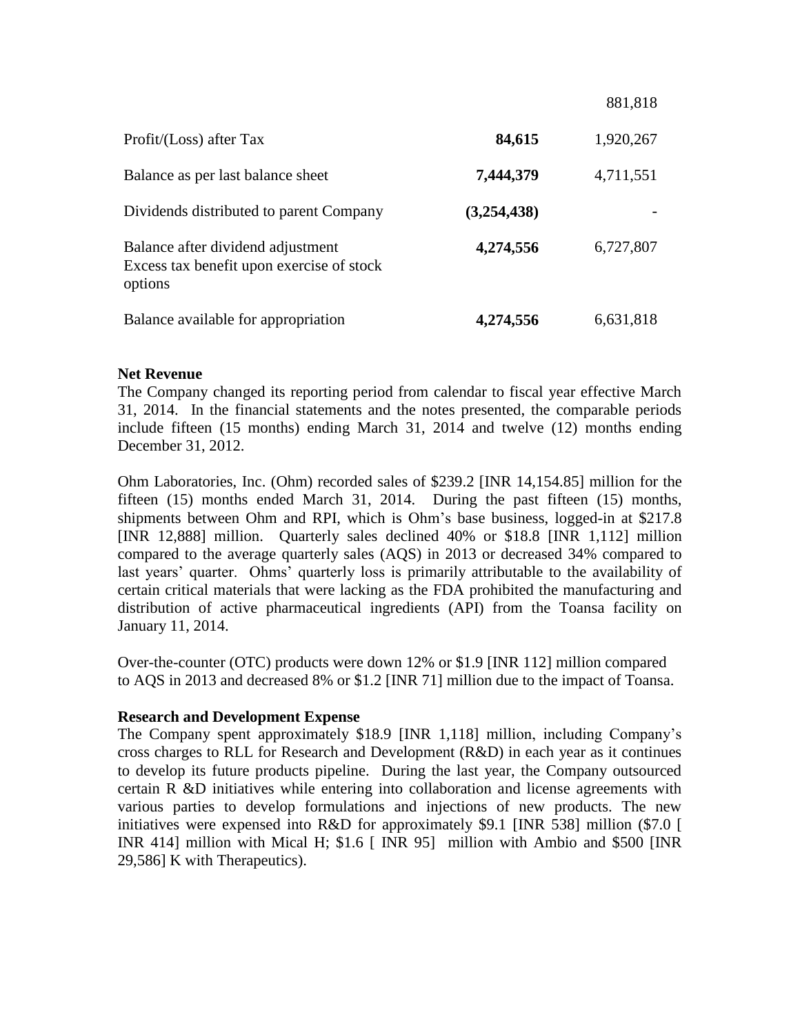| | | |
|---|---|---|
| | | 881,818 |
| Profit/(Loss) after Tax | **84,615** | 1,920,267 |
| Balance as per last balance sheet | **7,444,379** | 4,711,551 |
| Dividends distributed to parent Company | **(3,254,438)** | - |
| Balance after dividend adjustment<br>Excess tax benefit upon exercise of stock options | **4,274,556** | 6,727,807 |
| Balance available for appropriation | **4,274,556** | 6,631,818 |

**Net Revenue**

The Company changed its reporting period from calendar to fiscal year effective March 31, 2014. In the financial statements and the notes presented, the comparable periods include fifteen (15 months) ending March 31, 2014 and twelve (12) months ending December 31, 2012.

Ohm Laboratories, Inc. (Ohm) recorded sales of $239.2 [INR 14,154.85] million for the fifteen (15) months ended March 31, 2014. During the past fifteen (15) months, shipments between Ohm and RPI, which is Ohm's base business, logged-in at $217.8 [INR 12,888] million. Quarterly sales declined 40% or $18.8 [INR 1,112] million compared to the average quarterly sales (AQS) in 2013 or decreased 34% compared to last years' quarter. Ohms' quarterly loss is primarily attributable to the availability of certain critical materials that were lacking as the FDA prohibited the manufacturing and distribution of active pharmaceutical ingredients (API) from the Toansa facility on January 11, 2014.

Over-the-counter (OTC) products were down 12% or $1.9 [INR 112] million compared to AQS in 2013 and decreased 8% or $1.2 [INR 71] million due to the impact of Toansa.

**Research and Development Expense**

The Company spent approximately $18.9 [INR 1,118] million, including Company's cross charges to RLL for Research and Development (R&D) in each year as it continues to develop its future products pipeline. During the last year, the Company outsourced certain R &D initiatives while entering into collaboration and license agreements with various parties to develop formulations and injections of new products. The new initiatives were expensed into R&D for approximately $9.1 [INR 538] million ($7.0 [ INR 414] million with Mical H; $1.6 [ INR 95] million with Ambio and $500 [INR 29,586] K with Therapeutics).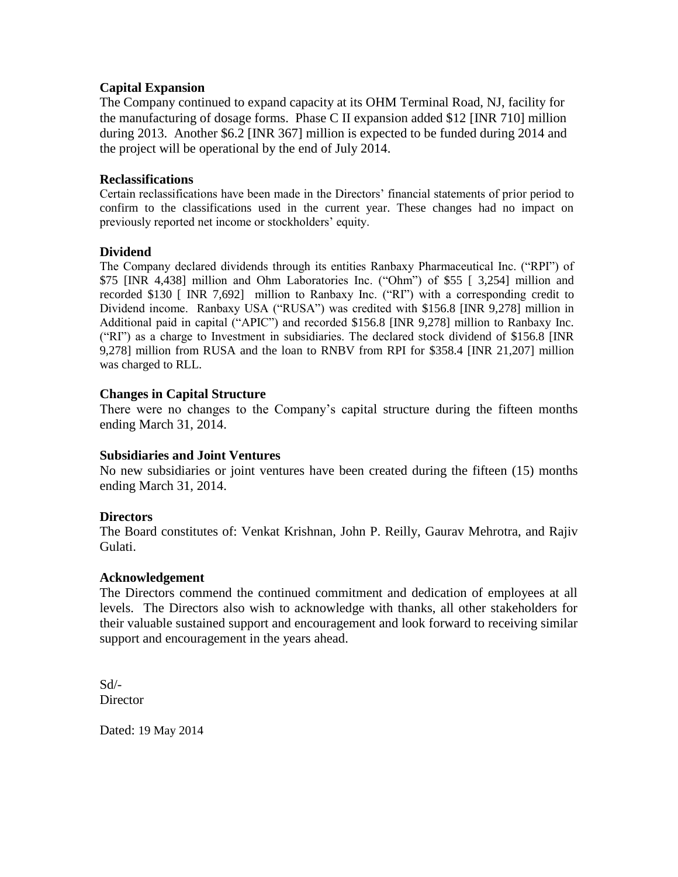**Capital Expansion**

The Company continued to expand capacity at its OHM Terminal Road, NJ, facility for the manufacturing of dosage forms. Phase C II expansion added $12 [INR 710] million during 2013. Another $6.2 [INR 367] million is expected to be funded during 2014 and the project will be operational by the end of July 2014.

**Reclassifications**

Certain reclassifications have been made in the Directors' financial statements of prior period to confirm to the classifications used in the current year. These changes had no impact on previously reported net income or stockholders' equity.

**Dividend**

The Company declared dividends through its entities Ranbaxy Pharmaceutical Inc. ("RPI") of $75 [INR 4,438] million and Ohm Laboratories Inc. ("Ohm") of $55 [ 3,254] million and recorded $130 [ INR 7,692] million to Ranbaxy Inc. ("RI") with a corresponding credit to Dividend income. Ranbaxy USA ("RUSA") was credited with $156.8 [INR 9,278] million in Additional paid in capital ("APIC") and recorded $156.8 [INR 9,278] million to Ranbaxy Inc. ("RI") as a charge to Investment in subsidiaries. The declared stock dividend of $156.8 [INR 9,278] million from RUSA and the loan to RNBV from RPI for $358.4 [INR 21,207] million was charged to RLL.

**Changes in Capital Structure**

There were no changes to the Company's capital structure during the fifteen months ending March 31, 2014.

**Subsidiaries and Joint Ventures**

No new subsidiaries or joint ventures have been created during the fifteen (15) months ending March 31, 2014.

**Directors**

The Board constitutes of: Venkat Krishnan, John P. Reilly, Gaurav Mehrotra, and Rajiv Gulati.

**Acknowledgement**

The Directors commend the continued commitment and dedication of employees at all levels. The Directors also wish to acknowledge with thanks, all other stakeholders for their valuable sustained support and encouragement and look forward to receiving similar support and encouragement in the years ahead.

Sd/-
Director

Dated: 19 May 2014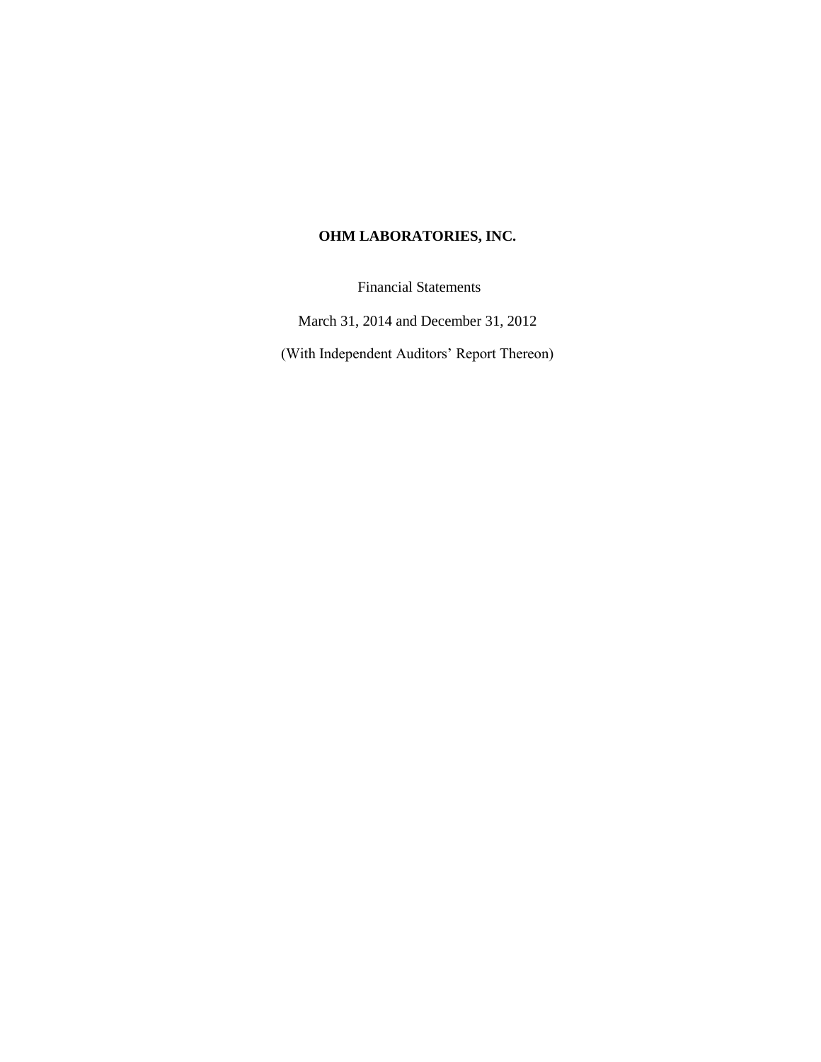# OHM LABORATORIES, INC.

Financial Statements

March 31, 2014 and December 31, 2012

(With Independent Auditors' Report Thereon)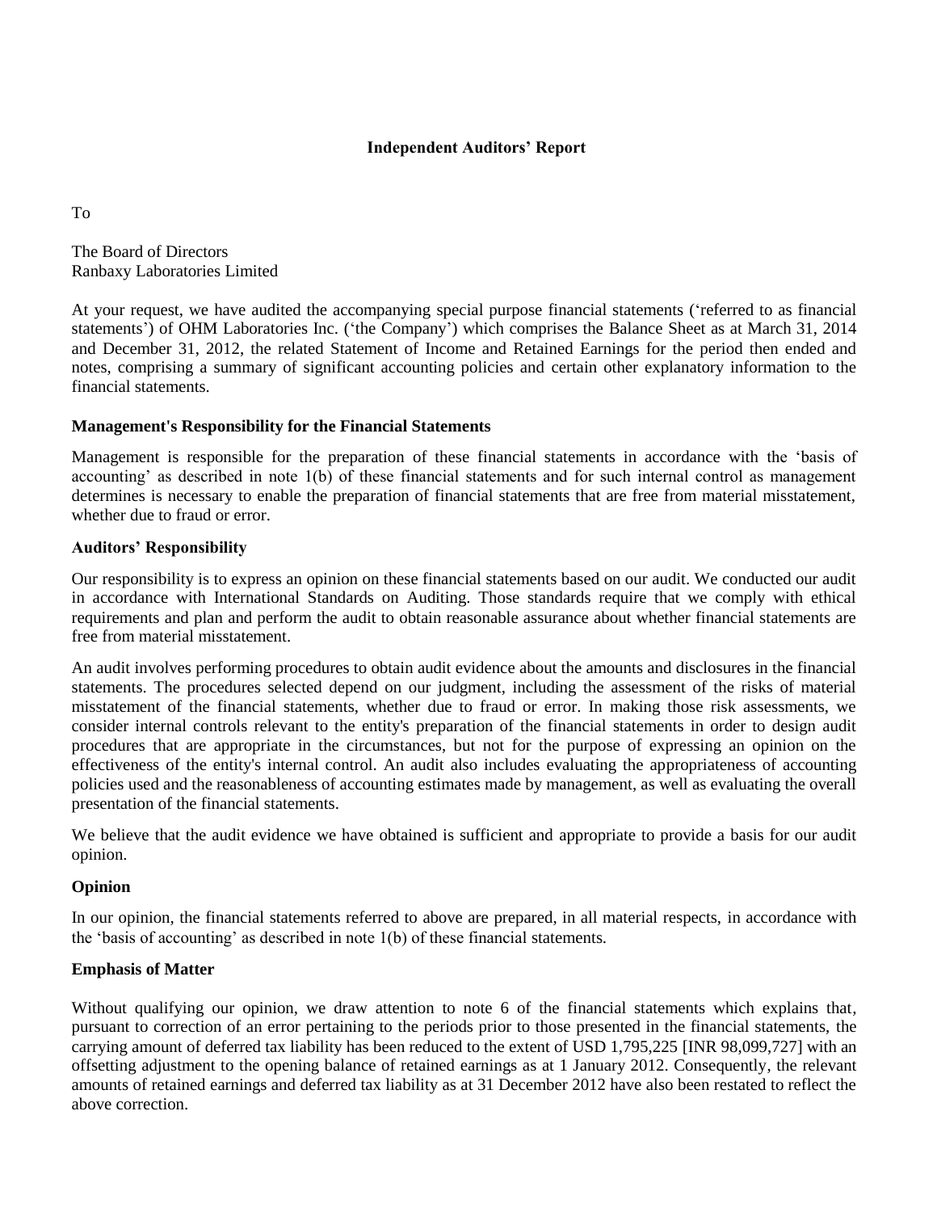## Independent Auditors' Report

To

The Board of Directors
Ranbaxy Laboratories Limited

At your request, we have audited the accompanying special purpose financial statements ('referred to as financial statements') of OHM Laboratories Inc. ('the Company') which comprises the Balance Sheet as at March 31, 2014 and December 31, 2012, the related Statement of Income and Retained Earnings for the period then ended and notes, comprising a summary of significant accounting policies and certain other explanatory information to the financial statements.

### Management's Responsibility for the Financial Statements

Management is responsible for the preparation of these financial statements in accordance with the 'basis of accounting' as described in note 1(b) of these financial statements and for such internal control as management determines is necessary to enable the preparation of financial statements that are free from material misstatement, whether due to fraud or error.

### Auditors' Responsibility

Our responsibility is to express an opinion on these financial statements based on our audit. We conducted our audit in accordance with International Standards on Auditing. Those standards require that we comply with ethical requirements and plan and perform the audit to obtain reasonable assurance about whether financial statements are free from material misstatement.

An audit involves performing procedures to obtain audit evidence about the amounts and disclosures in the financial statements. The procedures selected depend on our judgment, including the assessment of the risks of material misstatement of the financial statements, whether due to fraud or error. In making those risk assessments, we consider internal controls relevant to the entity's preparation of the financial statements in order to design audit procedures that are appropriate in the circumstances, but not for the purpose of expressing an opinion on the effectiveness of the entity's internal control. An audit also includes evaluating the appropriateness of accounting policies used and the reasonableness of accounting estimates made by management, as well as evaluating the overall presentation of the financial statements.

We believe that the audit evidence we have obtained is sufficient and appropriate to provide a basis for our audit opinion.

### Opinion

In our opinion, the financial statements referred to above are prepared, in all material respects, in accordance with the 'basis of accounting' as described in note 1(b) of these financial statements.

### Emphasis of Matter

Without qualifying our opinion, we draw attention to note 6 of the financial statements which explains that, pursuant to correction of an error pertaining to the periods prior to those presented in the financial statements, the carrying amount of deferred tax liability has been reduced to the extent of USD 1,795,225 [INR 98,099,727] with an offsetting adjustment to the opening balance of retained earnings as at 1 January 2012. Consequently, the relevant amounts of retained earnings and deferred tax liability as at 31 December 2012 have also been restated to reflect the above correction.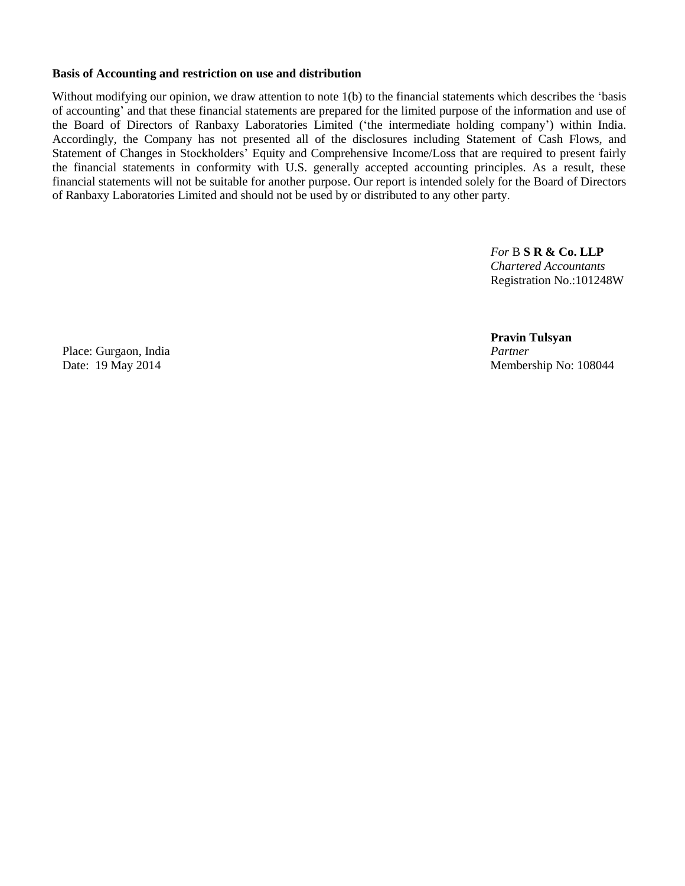**Basis of Accounting and restriction on use and distribution**

Without modifying our opinion, we draw attention to note 1(b) to the financial statements which describes the 'basis of accounting' and that these financial statements are prepared for the limited purpose of the information and use of the Board of Directors of Ranbaxy Laboratories Limited ('the intermediate holding company') within India. Accordingly, the Company has not presented all of the disclosures including Statement of Cash Flows, and Statement of Changes in Stockholders' Equity and Comprehensive Income/Loss that are required to present fairly the financial statements in conformity with U.S. generally accepted accounting principles. As a result, these financial statements will not be suitable for another purpose. Our report is intended solely for the Board of Directors of Ranbaxy Laboratories Limited and should not be used by or distributed to any other party.

*For* B **S R & Co. LLP**
*Chartered Accountants*
Registration No.:101248W

**Pravin Tulsyan**
*Partner*
Membership No: 108044

Place: Gurgaon, India
Date: 19 May 2014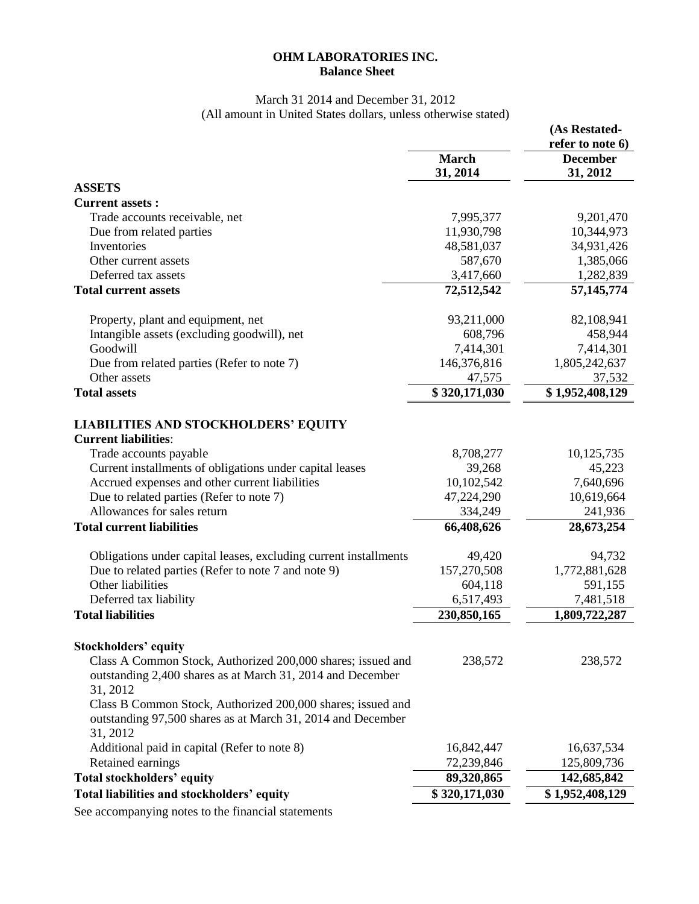**OHM LABORATORIES INC.**
**Balance Sheet**

March 31 2014 and December 31, 2012
(All amount in United States dollars, unless otherwise stated)

| | March 31, 2014 | (As Restated- refer to note 6) December 31, 2012 |
|---|---|---|
| **ASSETS** | | |
| **Current assets :** | | |
| Trade accounts receivable, net | 7,995,377 | 9,201,470 |
| Due from related parties | 11,930,798 | 10,344,973 |
| Inventories | 48,581,037 | 34,931,426 |
| Other current assets | 587,670 | 1,385,066 |
| Deferred tax assets | 3,417,660 | 1,282,839 |
| **Total current assets** | **72,512,542** | **57,145,774** |
| Property, plant and equipment, net | 93,211,000 | 82,108,941 |
| Intangible assets (excluding goodwill), net | 608,796 | 458,944 |
| Goodwill | 7,414,301 | 7,414,301 |
| Due from related parties (Refer to note 7) | 146,376,816 | 1,805,242,637 |
| Other assets | 47,575 | 37,532 |
| **Total assets** | **$ 320,171,030** | **$ 1,952,408,129** |
| **LIABILITIES AND STOCKHOLDERS' EQUITY** | | |
| **Current liabilities**: | | |
| Trade accounts payable | 8,708,277 | 10,125,735 |
| Current installments of obligations under capital leases | 39,268 | 45,223 |
| Accrued expenses and other current liabilities | 10,102,542 | 7,640,696 |
| Due to related parties (Refer to note 7) | 47,224,290 | 10,619,664 |
| Allowances for sales return | 334,249 | 241,936 |
| **Total current liabilities** | **66,408,626** | **28,673,254** |
| Obligations under capital leases, excluding current installments | 49,420 | 94,732 |
| Due to related parties (Refer to note 7 and note 9) | 157,270,508 | 1,772,881,628 |
| Other liabilities | 604,118 | 591,155 |
| Deferred tax liability | 6,517,493 | 7,481,518 |
| **Total liabilities** | **230,850,165** | **1,809,722,287** |
| **Stockholders' equity** | | |
| Class A Common Stock, Authorized 200,000 shares; issued and outstanding 2,400 shares as at March 31, 2014 and December 31, 2012 | 238,572 | 238,572 |
| Class B Common Stock, Authorized 200,000 shares; issued and outstanding 97,500 shares as at March 31, 2014 and December 31, 2012 | | |
| Additional paid in capital (Refer to note 8) | 16,842,447 | 16,637,534 |
| Retained earnings | 72,239,846 | 125,809,736 |
| **Total stockholders' equity** | **89,320,865** | **142,685,842** |
| **Total liabilities and stockholders' equity** | **$ 320,171,030** | **$ 1,952,408,129** |

See accompanying notes to the financial statements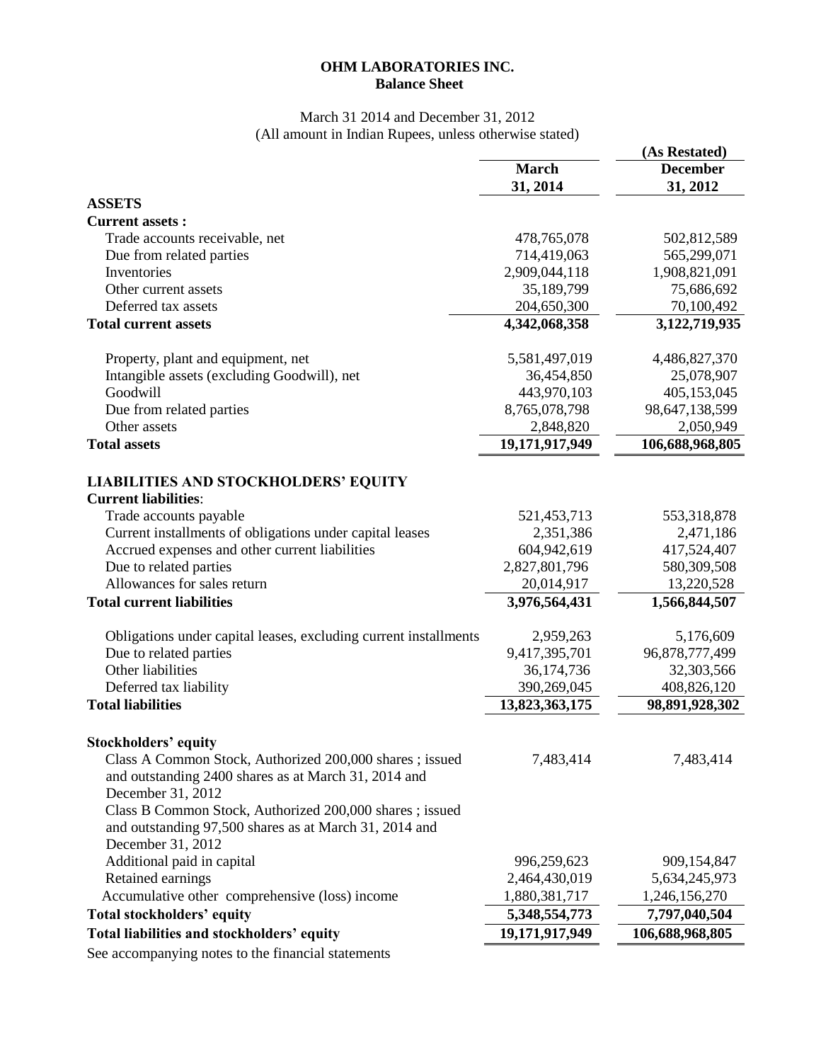**OHM LABORATORIES INC.**
**Balance Sheet**

March 31 2014 and December 31, 2012
(All amount in Indian Rupees, unless otherwise stated)

| | March 31, 2014 | (As Restated) December 31, 2012 |
|---|---|---|
| **ASSETS** | | |
| **Current assets :** | | |
| Trade accounts receivable, net | 478,765,078 | 502,812,589 |
| Due from related parties | 714,419,063 | 565,299,071 |
| Inventories | 2,909,044,118 | 1,908,821,091 |
| Other current assets | 35,189,799 | 75,686,692 |
| Deferred tax assets | 204,650,300 | 70,100,492 |
| **Total current assets** | **4,342,068,358** | **3,122,719,935** |
| Property, plant and equipment, net | 5,581,497,019 | 4,486,827,370 |
| Intangible assets (excluding Goodwill), net | 36,454,850 | 25,078,907 |
| Goodwill | 443,970,103 | 405,153,045 |
| Due from related parties | 8,765,078,798 | 98,647,138,599 |
| Other assets | 2,848,820 | 2,050,949 |
| **Total assets** | **19,171,917,949** | **106,688,968,805** |
| **LIABILITIES AND STOCKHOLDERS' EQUITY** | | |
| **Current liabilities**: | | |
| Trade accounts payable | 521,453,713 | 553,318,878 |
| Current installments of obligations under capital leases | 2,351,386 | 2,471,186 |
| Accrued expenses and other current liabilities | 604,942,619 | 417,524,407 |
| Due to related parties | 2,827,801,796 | 580,309,508 |
| Allowances for sales return | 20,014,917 | 13,220,528 |
| **Total current liabilities** | **3,976,564,431** | **1,566,844,507** |
| Obligations under capital leases, excluding current installments | 2,959,263 | 5,176,609 |
| Due to related parties | 9,417,395,701 | 96,878,777,499 |
| Other liabilities | 36,174,736 | 32,303,566 |
| Deferred tax liability | 390,269,045 | 408,826,120 |
| **Total liabilities** | **13,823,363,175** | **98,891,928,302** |
| **Stockholders' equity** | | |
| Class A Common Stock, Authorized 200,000 shares ; issued and outstanding 2400 shares as at March 31, 2014 and December 31, 2012 | 7,483,414 | 7,483,414 |
| Class B Common Stock, Authorized 200,000 shares ; issued and outstanding 97,500 shares as at March 31, 2014 and December 31, 2012 | | |
| Additional paid in capital | 996,259,623 | 909,154,847 |
| Retained earnings | 2,464,430,019 | 5,634,245,973 |
| Accumulative other comprehensive (loss) income | 1,880,381,717 | 1,246,156,270 |
| **Total stockholders' equity** | **5,348,554,773** | **7,797,040,504** |
| **Total liabilities and stockholders' equity** | **19,171,917,949** | **106,688,968,805** |

See accompanying notes to the financial statements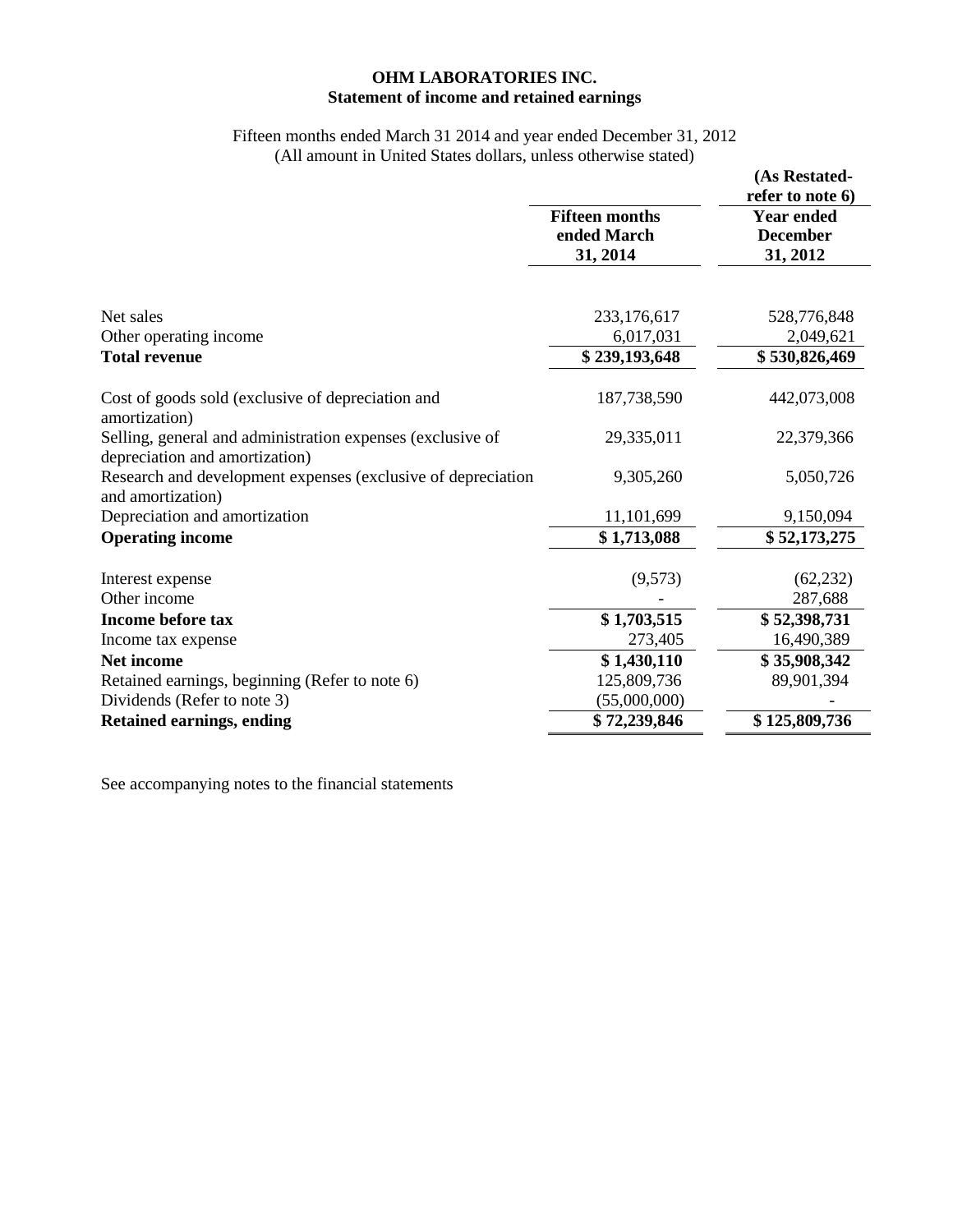**OHM LABORATORIES INC.**
**Statement of income and retained earnings**

Fifteen months ended March 31 2014 and year ended December 31, 2012
(All amount in United States dollars, unless otherwise stated)

| | Fifteen months ended March 31, 2014 | (As Restated- refer to note 6) Year ended December 31, 2012 |
|---|---|---|
| Net sales | 233,176,617 | 528,776,848 |
| Other operating income | 6,017,031 | 2,049,621 |
| **Total revenue** | **$ 239,193,648** | **$ 530,826,469** |
| Cost of goods sold (exclusive of depreciation and amortization) | 187,738,590 | 442,073,008 |
| Selling, general and administration expenses (exclusive of depreciation and amortization) | 29,335,011 | 22,379,366 |
| Research and development expenses (exclusive of depreciation and amortization) | 9,305,260 | 5,050,726 |
| Depreciation and amortization | 11,101,699 | 9,150,094 |
| **Operating income** | **$ 1,713,088** | **$ 52,173,275** |
| Interest expense | (9,573) | (62,232) |
| Other income | - | 287,688 |
| **Income before tax** | **$ 1,703,515** | **$ 52,398,731** |
| Income tax expense | 273,405 | 16,490,389 |
| **Net income** | **$ 1,430,110** | **$ 35,908,342** |
| Retained earnings, beginning (Refer to note 6) | 125,809,736 | 89,901,394 |
| Dividends (Refer to note 3) | (55,000,000) | - |
| **Retained earnings, ending** | **$ 72,239,846** | **$ 125,809,736** |

See accompanying notes to the financial statements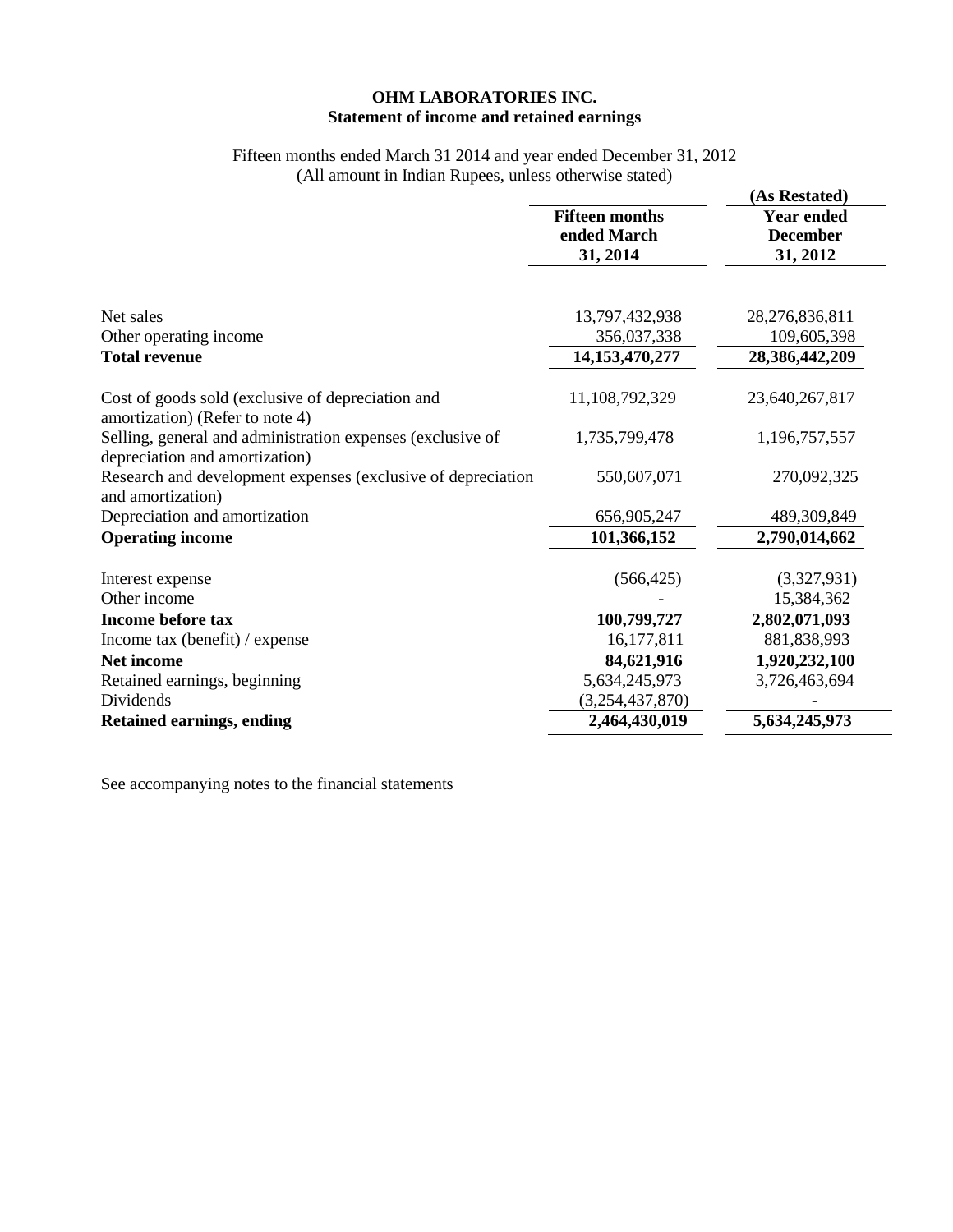**OHM LABORATORIES INC.**
**Statement of income and retained earnings**

Fifteen months ended March 31 2014 and year ended December 31, 2012
(All amount in Indian Rupees, unless otherwise stated)

| | Fifteen months ended March 31, 2014 | (As Restated) Year ended December 31, 2012 |
|---|---|---|
| Net sales | 13,797,432,938 | 28,276,836,811 |
| Other operating income | 356,037,338 | 109,605,398 |
| **Total revenue** | **14,153,470,277** | **28,386,442,209** |
| Cost of goods sold (exclusive of depreciation and amortization) (Refer to note 4) | 11,108,792,329 | 23,640,267,817 |
| Selling, general and administration expenses (exclusive of depreciation and amortization) | 1,735,799,478 | 1,196,757,557 |
| Research and development expenses (exclusive of depreciation and amortization) | 550,607,071 | 270,092,325 |
| Depreciation and amortization | 656,905,247 | 489,309,849 |
| **Operating income** | **101,366,152** | **2,790,014,662** |
| Interest expense | (566,425) | (3,327,931) |
| Other income | - | 15,384,362 |
| **Income before tax** | **100,799,727** | **2,802,071,093** |
| Income tax (benefit) / expense | 16,177,811 | 881,838,993 |
| **Net income** | **84,621,916** | **1,920,232,100** |
| Retained earnings, beginning | 5,634,245,973 | 3,726,463,694 |
| Dividends | (3,254,437,870) | - |
| **Retained earnings, ending** | **2,464,430,019** | **5,634,245,973** |

See accompanying notes to the financial statements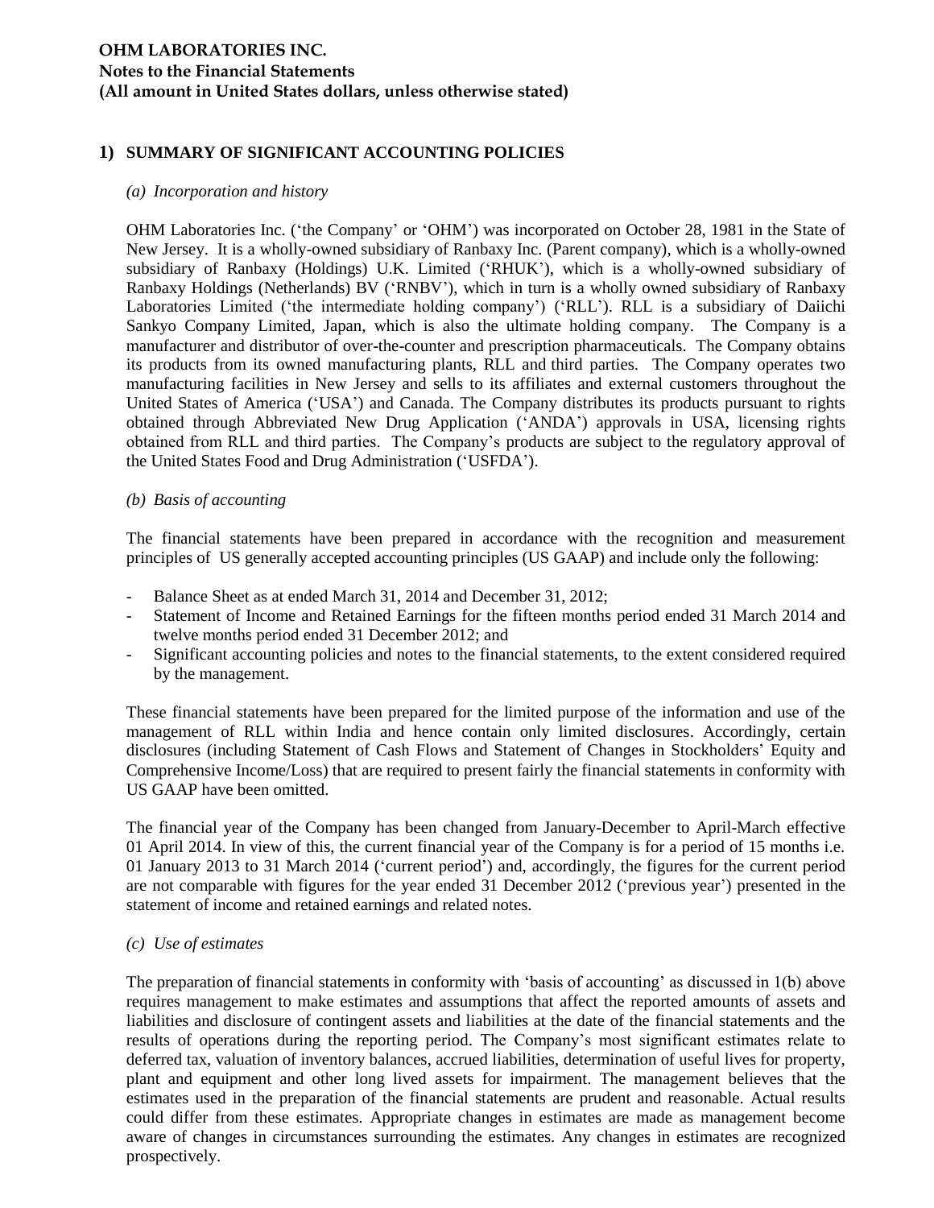**OHM LABORATORIES INC.**
**Notes to the Financial Statements**
**(All amount in United States dollars, unless otherwise stated)**

## 1) SUMMARY OF SIGNIFICANT ACCOUNTING POLICIES

### *(a) Incorporation and history*

OHM Laboratories Inc. ('the Company' or 'OHM') was incorporated on October 28, 1981 in the State of New Jersey. It is a wholly-owned subsidiary of Ranbaxy Inc. (Parent company), which is a wholly-owned subsidiary of Ranbaxy (Holdings) U.K. Limited ('RHUK'), which is a wholly-owned subsidiary of Ranbaxy Holdings (Netherlands) BV ('RNBV'), which in turn is a wholly owned subsidiary of Ranbaxy Laboratories Limited ('the intermediate holding company') ('RLL'). RLL is a subsidiary of Daiichi Sankyo Company Limited, Japan, which is also the ultimate holding company. The Company is a manufacturer and distributor of over-the-counter and prescription pharmaceuticals. The Company obtains its products from its owned manufacturing plants, RLL and third parties. The Company operates two manufacturing facilities in New Jersey and sells to its affiliates and external customers throughout the United States of America ('USA') and Canada. The Company distributes its products pursuant to rights obtained through Abbreviated New Drug Application ('ANDA') approvals in USA, licensing rights obtained from RLL and third parties. The Company's products are subject to the regulatory approval of the United States Food and Drug Administration ('USFDA').

### *(b) Basis of accounting*

The financial statements have been prepared in accordance with the recognition and measurement principles of US generally accepted accounting principles (US GAAP) and include only the following:

- Balance Sheet as at ended March 31, 2014 and December 31, 2012;
- Statement of Income and Retained Earnings for the fifteen months period ended 31 March 2014 and twelve months period ended 31 December 2012; and
- Significant accounting policies and notes to the financial statements, to the extent considered required by the management.

These financial statements have been prepared for the limited purpose of the information and use of the management of RLL within India and hence contain only limited disclosures. Accordingly, certain disclosures (including Statement of Cash Flows and Statement of Changes in Stockholders' Equity and Comprehensive Income/Loss) that are required to present fairly the financial statements in conformity with US GAAP have been omitted.

The financial year of the Company has been changed from January-December to April-March effective 01 April 2014. In view of this, the current financial year of the Company is for a period of 15 months i.e. 01 January 2013 to 31 March 2014 ('current period') and, accordingly, the figures for the current period are not comparable with figures for the year ended 31 December 2012 ('previous year') presented in the statement of income and retained earnings and related notes.

### *(c) Use of estimates*

The preparation of financial statements in conformity with 'basis of accounting' as discussed in 1(b) above requires management to make estimates and assumptions that affect the reported amounts of assets and liabilities and disclosure of contingent assets and liabilities at the date of the financial statements and the results of operations during the reporting period. The Company's most significant estimates relate to deferred tax, valuation of inventory balances, accrued liabilities, determination of useful lives for property, plant and equipment and other long lived assets for impairment. The management believes that the estimates used in the preparation of the financial statements are prudent and reasonable. Actual results could differ from these estimates. Appropriate changes in estimates are made as management become aware of changes in circumstances surrounding the estimates. Any changes in estimates are recognized prospectively.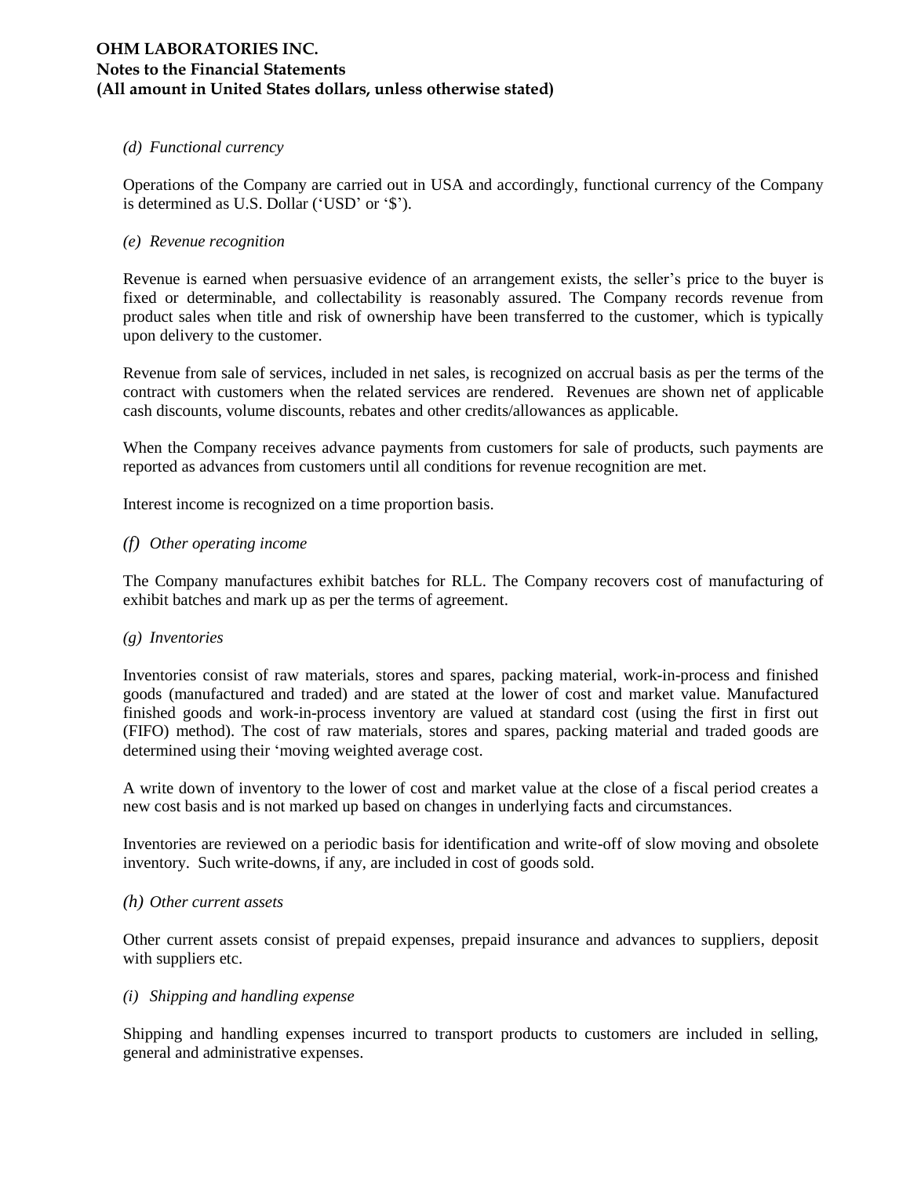*(d) Functional currency*

Operations of the Company are carried out in USA and accordingly, functional currency of the Company is determined as U.S. Dollar ('USD' or '$').

*(e) Revenue recognition*

Revenue is earned when persuasive evidence of an arrangement exists, the seller's price to the buyer is fixed or determinable, and collectability is reasonably assured. The Company records revenue from product sales when title and risk of ownership have been transferred to the customer, which is typically upon delivery to the customer.

Revenue from sale of services, included in net sales, is recognized on accrual basis as per the terms of the contract with customers when the related services are rendered. Revenues are shown net of applicable cash discounts, volume discounts, rebates and other credits/allowances as applicable.

When the Company receives advance payments from customers for sale of products, such payments are reported as advances from customers until all conditions for revenue recognition are met.

Interest income is recognized on a time proportion basis.

*(f) Other operating income*

The Company manufactures exhibit batches for RLL. The Company recovers cost of manufacturing of exhibit batches and mark up as per the terms of agreement.

*(g) Inventories*

Inventories consist of raw materials, stores and spares, packing material, work-in-process and finished goods (manufactured and traded) and are stated at the lower of cost and market value. Manufactured finished goods and work-in-process inventory are valued at standard cost (using the first in first out (FIFO) method). The cost of raw materials, stores and spares, packing material and traded goods are determined using their 'moving weighted average cost.

A write down of inventory to the lower of cost and market value at the close of a fiscal period creates a new cost basis and is not marked up based on changes in underlying facts and circumstances.

Inventories are reviewed on a periodic basis for identification and write-off of slow moving and obsolete inventory. Such write-downs, if any, are included in cost of goods sold.

*(h) Other current assets*

Other current assets consist of prepaid expenses, prepaid insurance and advances to suppliers, deposit with suppliers etc.

*(i) Shipping and handling expense*

Shipping and handling expenses incurred to transport products to customers are included in selling, general and administrative expenses.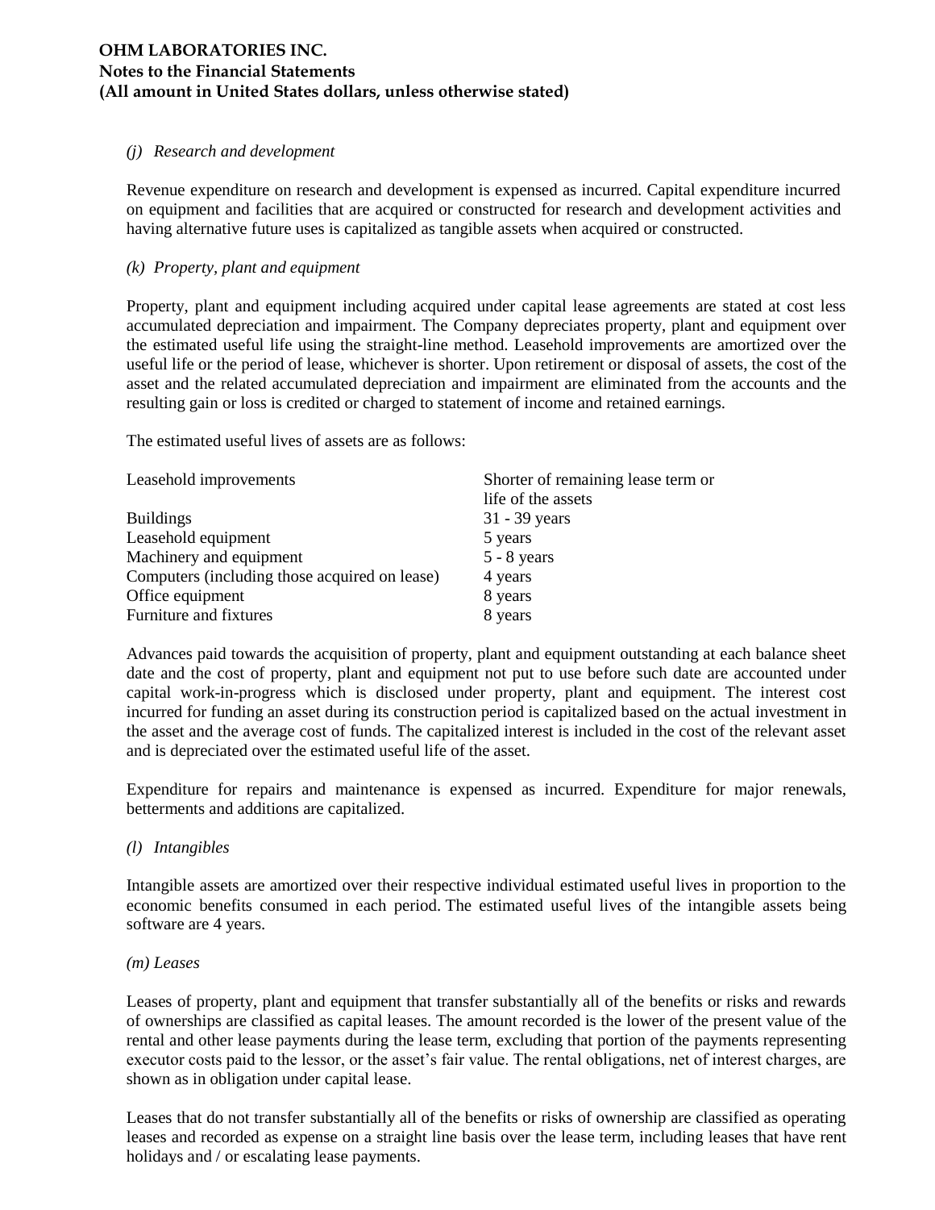*(j) Research and development*

Revenue expenditure on research and development is expensed as incurred. Capital expenditure incurred on equipment and facilities that are acquired or constructed for research and development activities and having alternative future uses is capitalized as tangible assets when acquired or constructed.

*(k) Property, plant and equipment*

Property, plant and equipment including acquired under capital lease agreements are stated at cost less accumulated depreciation and impairment. The Company depreciates property, plant and equipment over the estimated useful life using the straight-line method. Leasehold improvements are amortized over the useful life or the period of lease, whichever is shorter. Upon retirement or disposal of assets, the cost of the asset and the related accumulated depreciation and impairment are eliminated from the accounts and the resulting gain or loss is credited or charged to statement of income and retained earnings.

The estimated useful lives of assets are as follows:

| | |
|---|---|
| Leasehold improvements | Shorter of remaining lease term or life of the assets |
| Buildings | 31 - 39 years |
| Leasehold equipment | 5 years |
| Machinery and equipment | 5 - 8 years |
| Computers (including those acquired on lease) | 4 years |
| Office equipment | 8 years |
| Furniture and fixtures | 8 years |

Advances paid towards the acquisition of property, plant and equipment outstanding at each balance sheet date and the cost of property, plant and equipment not put to use before such date are accounted under capital work-in-progress which is disclosed under property, plant and equipment. The interest cost incurred for funding an asset during its construction period is capitalized based on the actual investment in the asset and the average cost of funds. The capitalized interest is included in the cost of the relevant asset and is depreciated over the estimated useful life of the asset.

Expenditure for repairs and maintenance is expensed as incurred. Expenditure for major renewals, betterments and additions are capitalized.

*(l) Intangibles*

Intangible assets are amortized over their respective individual estimated useful lives in proportion to the economic benefits consumed in each period. The estimated useful lives of the intangible assets being software are 4 years.

*(m) Leases*

Leases of property, plant and equipment that transfer substantially all of the benefits or risks and rewards of ownerships are classified as capital leases. The amount recorded is the lower of the present value of the rental and other lease payments during the lease term, excluding that portion of the payments representing executor costs paid to the lessor, or the asset's fair value. The rental obligations, net of interest charges, are shown as in obligation under capital lease.

Leases that do not transfer substantially all of the benefits or risks of ownership are classified as operating leases and recorded as expense on a straight line basis over the lease term, including leases that have rent holidays and / or escalating lease payments.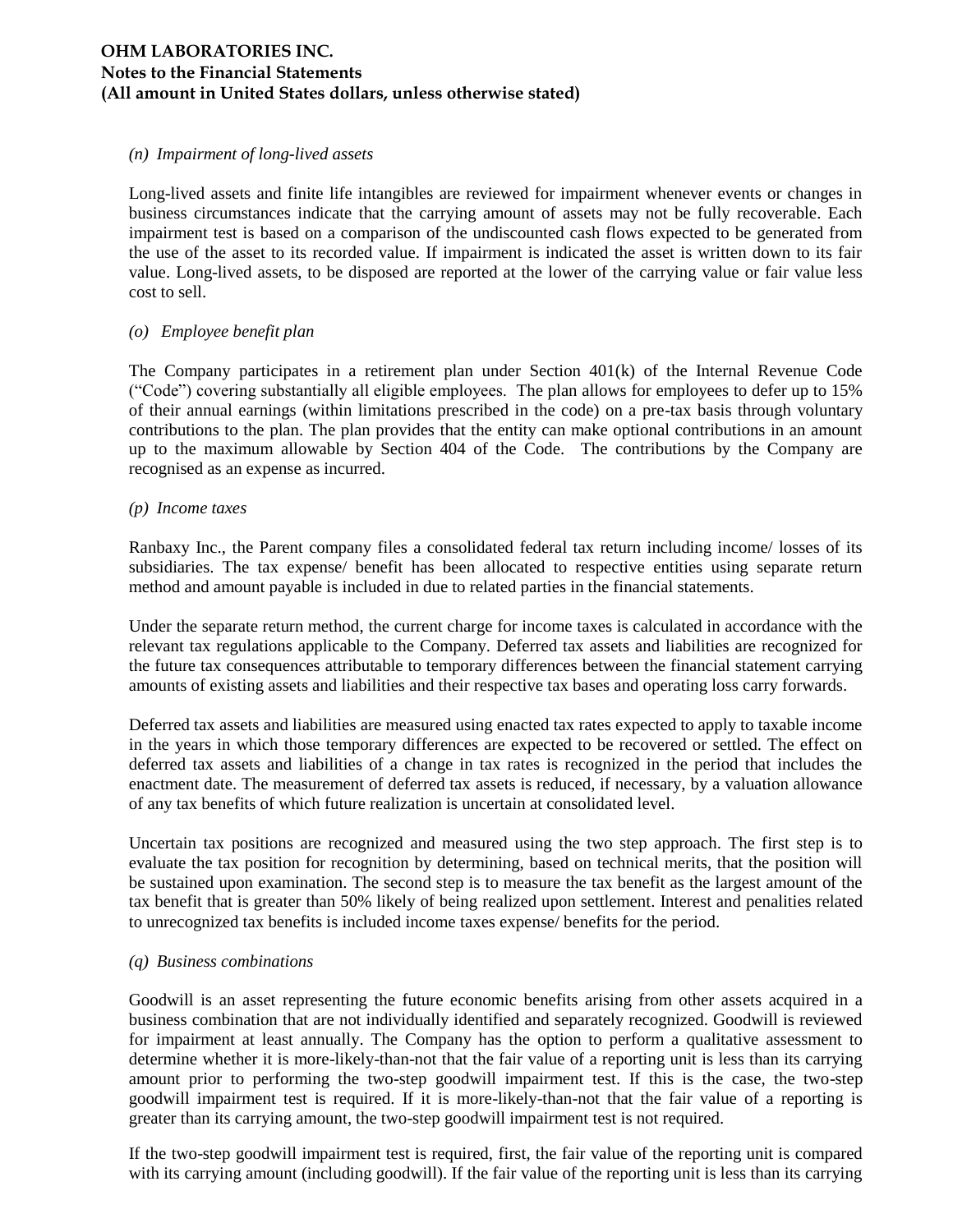(n) *Impairment of long-lived assets*

Long-lived assets and finite life intangibles are reviewed for impairment whenever events or changes in business circumstances indicate that the carrying amount of assets may not be fully recoverable. Each impairment test is based on a comparison of the undiscounted cash flows expected to be generated from the use of the asset to its recorded value. If impairment is indicated the asset is written down to its fair value. Long-lived assets, to be disposed are reported at the lower of the carrying value or fair value less cost to sell.

(o) *Employee benefit plan*

The Company participates in a retirement plan under Section 401(k) of the Internal Revenue Code ("Code") covering substantially all eligible employees. The plan allows for employees to defer up to 15% of their annual earnings (within limitations prescribed in the code) on a pre-tax basis through voluntary contributions to the plan. The plan provides that the entity can make optional contributions in an amount up to the maximum allowable by Section 404 of the Code. The contributions by the Company are recognised as an expense as incurred.

(p) *Income taxes*

Ranbaxy Inc., the Parent company files a consolidated federal tax return including income/ losses of its subsidiaries. The tax expense/ benefit has been allocated to respective entities using separate return method and amount payable is included in due to related parties in the financial statements.

Under the separate return method, the current charge for income taxes is calculated in accordance with the relevant tax regulations applicable to the Company. Deferred tax assets and liabilities are recognized for the future tax consequences attributable to temporary differences between the financial statement carrying amounts of existing assets and liabilities and their respective tax bases and operating loss carry forwards.

Deferred tax assets and liabilities are measured using enacted tax rates expected to apply to taxable income in the years in which those temporary differences are expected to be recovered or settled. The effect on deferred tax assets and liabilities of a change in tax rates is recognized in the period that includes the enactment date. The measurement of deferred tax assets is reduced, if necessary, by a valuation allowance of any tax benefits of which future realization is uncertain at consolidated level.

Uncertain tax positions are recognized and measured using the two step approach. The first step is to evaluate the tax position for recognition by determining, based on technical merits, that the position will be sustained upon examination. The second step is to measure the tax benefit as the largest amount of the tax benefit that is greater than 50% likely of being realized upon settlement. Interest and penalities related to unrecognized tax benefits is included income taxes expense/ benefits for the period.

(q) *Business combinations*

Goodwill is an asset representing the future economic benefits arising from other assets acquired in a business combination that are not individually identified and separately recognized. Goodwill is reviewed for impairment at least annually. The Company has the option to perform a qualitative assessment to determine whether it is more-likely-than-not that the fair value of a reporting unit is less than its carrying amount prior to performing the two-step goodwill impairment test. If this is the case, the two-step goodwill impairment test is required. If it is more-likely-than-not that the fair value of a reporting is greater than its carrying amount, the two-step goodwill impairment test is not required.

If the two-step goodwill impairment test is required, first, the fair value of the reporting unit is compared with its carrying amount (including goodwill). If the fair value of the reporting unit is less than its carrying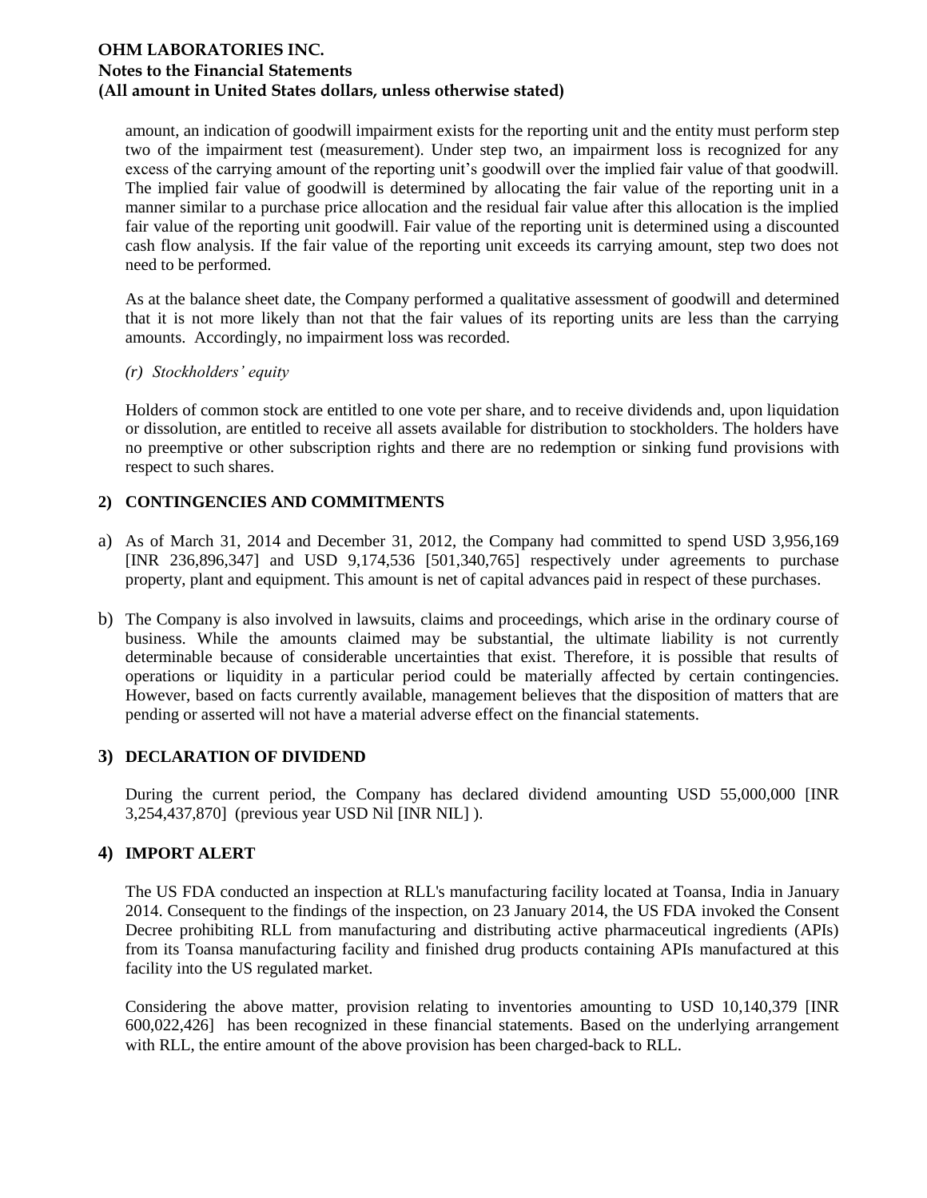amount, an indication of goodwill impairment exists for the reporting unit and the entity must perform step two of the impairment test (measurement). Under step two, an impairment loss is recognized for any excess of the carrying amount of the reporting unit's goodwill over the implied fair value of that goodwill. The implied fair value of goodwill is determined by allocating the fair value of the reporting unit in a manner similar to a purchase price allocation and the residual fair value after this allocation is the implied fair value of the reporting unit goodwill. Fair value of the reporting unit is determined using a discounted cash flow analysis. If the fair value of the reporting unit exceeds its carrying amount, step two does not need to be performed.

As at the balance sheet date, the Company performed a qualitative assessment of goodwill and determined that it is not more likely than not that the fair values of its reporting units are less than the carrying amounts. Accordingly, no impairment loss was recorded.

*(r) Stockholders' equity*

Holders of common stock are entitled to one vote per share, and to receive dividends and, upon liquidation or dissolution, are entitled to receive all assets available for distribution to stockholders. The holders have no preemptive or other subscription rights and there are no redemption or sinking fund provisions with respect to such shares.

## 2) CONTINGENCIES AND COMMITMENTS

a) As of March 31, 2014 and December 31, 2012, the Company had committed to spend USD 3,956,169 [INR 236,896,347] and USD 9,174,536 [501,340,765] respectively under agreements to purchase property, plant and equipment. This amount is net of capital advances paid in respect of these purchases.

b) The Company is also involved in lawsuits, claims and proceedings, which arise in the ordinary course of business. While the amounts claimed may be substantial, the ultimate liability is not currently determinable because of considerable uncertainties that exist. Therefore, it is possible that results of operations or liquidity in a particular period could be materially affected by certain contingencies. However, based on facts currently available, management believes that the disposition of matters that are pending or asserted will not have a material adverse effect on the financial statements.

## 3) DECLARATION OF DIVIDEND

During the current period, the Company has declared dividend amounting USD 55,000,000 [INR 3,254,437,870] (previous year USD Nil [INR NIL] ).

## 4) IMPORT ALERT

The US FDA conducted an inspection at RLL's manufacturing facility located at Toansa, India in January 2014. Consequent to the findings of the inspection, on 23 January 2014, the US FDA invoked the Consent Decree prohibiting RLL from manufacturing and distributing active pharmaceutical ingredients (APIs) from its Toansa manufacturing facility and finished drug products containing APIs manufactured at this facility into the US regulated market.

Considering the above matter, provision relating to inventories amounting to USD 10,140,379 [INR 600,022,426] has been recognized in these financial statements. Based on the underlying arrangement with RLL, the entire amount of the above provision has been charged-back to RLL.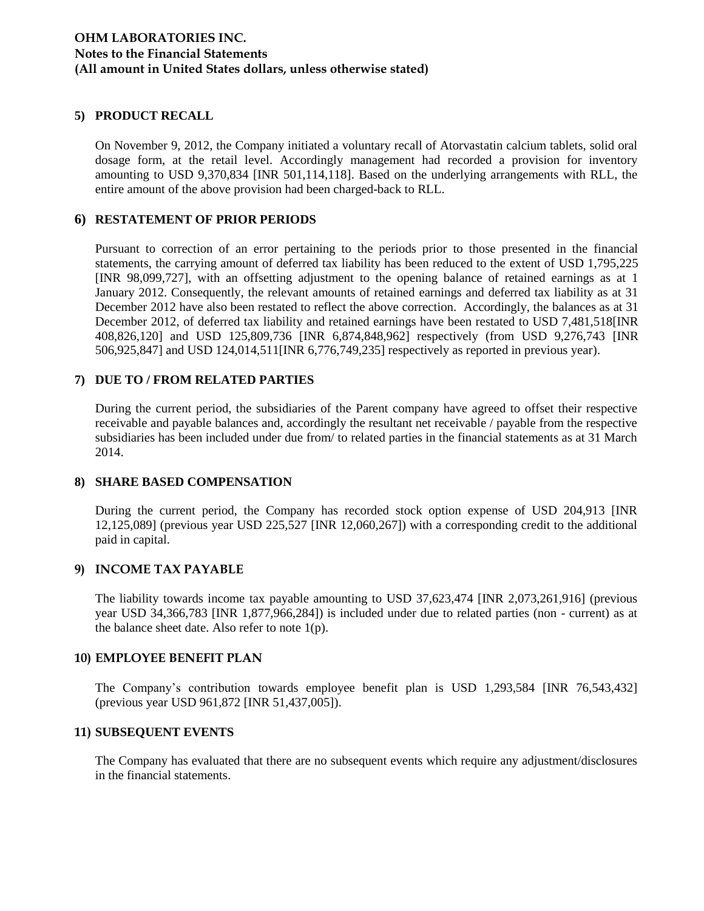**OHM LABORATORIES INC.**
**Notes to the Financial Statements**
**(All amount in United States dollars, unless otherwise stated)**

## 5) PRODUCT RECALL

On November 9, 2012, the Company initiated a voluntary recall of Atorvastatin calcium tablets, solid oral dosage form, at the retail level. Accordingly management had recorded a provision for inventory amounting to USD 9,370,834 [INR 501,114,118]. Based on the underlying arrangements with RLL, the entire amount of the above provision had been charged-back to RLL.

## 6) RESTATEMENT OF PRIOR PERIODS

Pursuant to correction of an error pertaining to the periods prior to those presented in the financial statements, the carrying amount of deferred tax liability has been reduced to the extent of USD 1,795,225 [INR 98,099,727], with an offsetting adjustment to the opening balance of retained earnings as at 1 January 2012. Consequently, the relevant amounts of retained earnings and deferred tax liability as at 31 December 2012 have also been restated to reflect the above correction. Accordingly, the balances as at 31 December 2012, of deferred tax liability and retained earnings have been restated to USD 7,481,518[INR 408,826,120] and USD 125,809,736 [INR 6,874,848,962] respectively (from USD 9,276,743 [INR 506,925,847] and USD 124,014,511[INR 6,776,749,235] respectively as reported in previous year).

## 7) DUE TO / FROM RELATED PARTIES

During the current period, the subsidiaries of the Parent company have agreed to offset their respective receivable and payable balances and, accordingly the resultant net receivable / payable from the respective subsidiaries has been included under due from/ to related parties in the financial statements as at 31 March 2014.

## 8) SHARE BASED COMPENSATION

During the current period, the Company has recorded stock option expense of USD 204,913 [INR 12,125,089] (previous year USD 225,527 [INR 12,060,267]) with a corresponding credit to the additional paid in capital.

## 9) INCOME TAX PAYABLE

The liability towards income tax payable amounting to USD 37,623,474 [INR 2,073,261,916] (previous year USD 34,366,783 [INR 1,877,966,284]) is included under due to related parties (non - current) as at the balance sheet date. Also refer to note 1(p).

## 10) EMPLOYEE BENEFIT PLAN

The Company's contribution towards employee benefit plan is USD 1,293,584 [INR 76,543,432] (previous year USD 961,872 [INR 51,437,005]).

## 11) SUBSEQUENT EVENTS

The Company has evaluated that there are no subsequent events which require any adjustment/disclosures in the financial statements.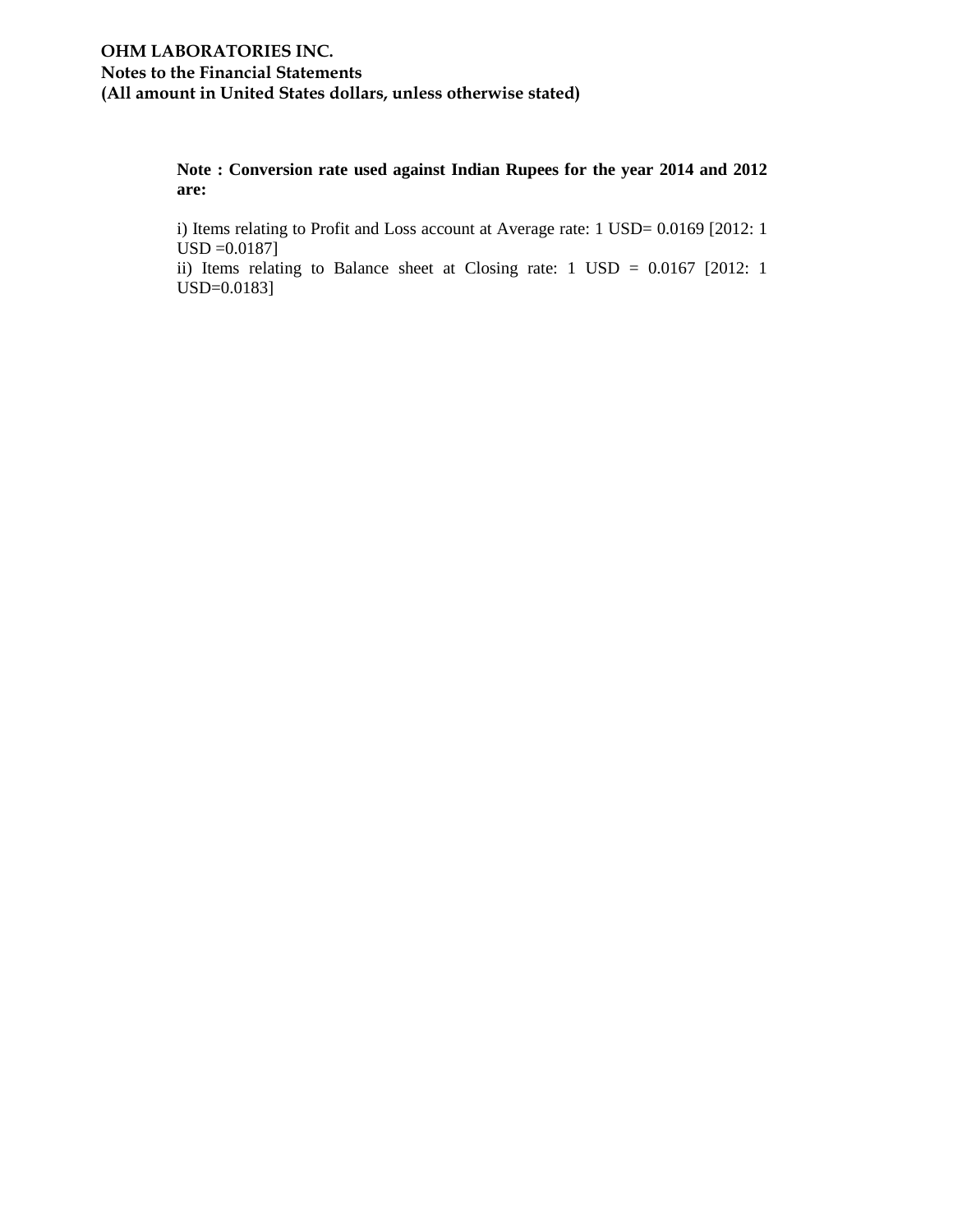**Note : Conversion rate used against Indian Rupees for the year 2014 and 2012 are:**

i) Items relating to Profit and Loss account at Average rate: 1 USD= 0.0169 [2012: 1 USD =0.0187]
ii) Items relating to Balance sheet at Closing rate: 1 USD = 0.0167 [2012: 1 USD=0.0183]